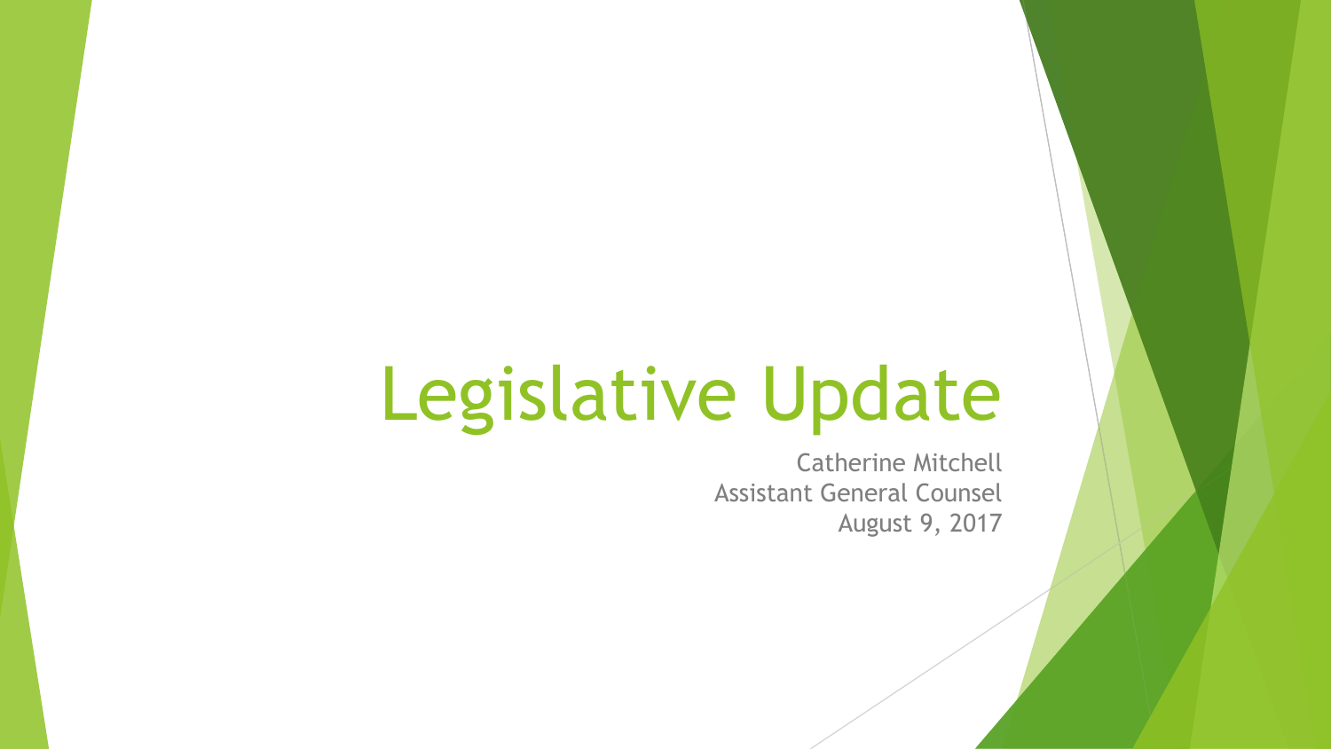# Legislative Update

Catherine Mitchell
Assistant General Counsel
August 9, 2017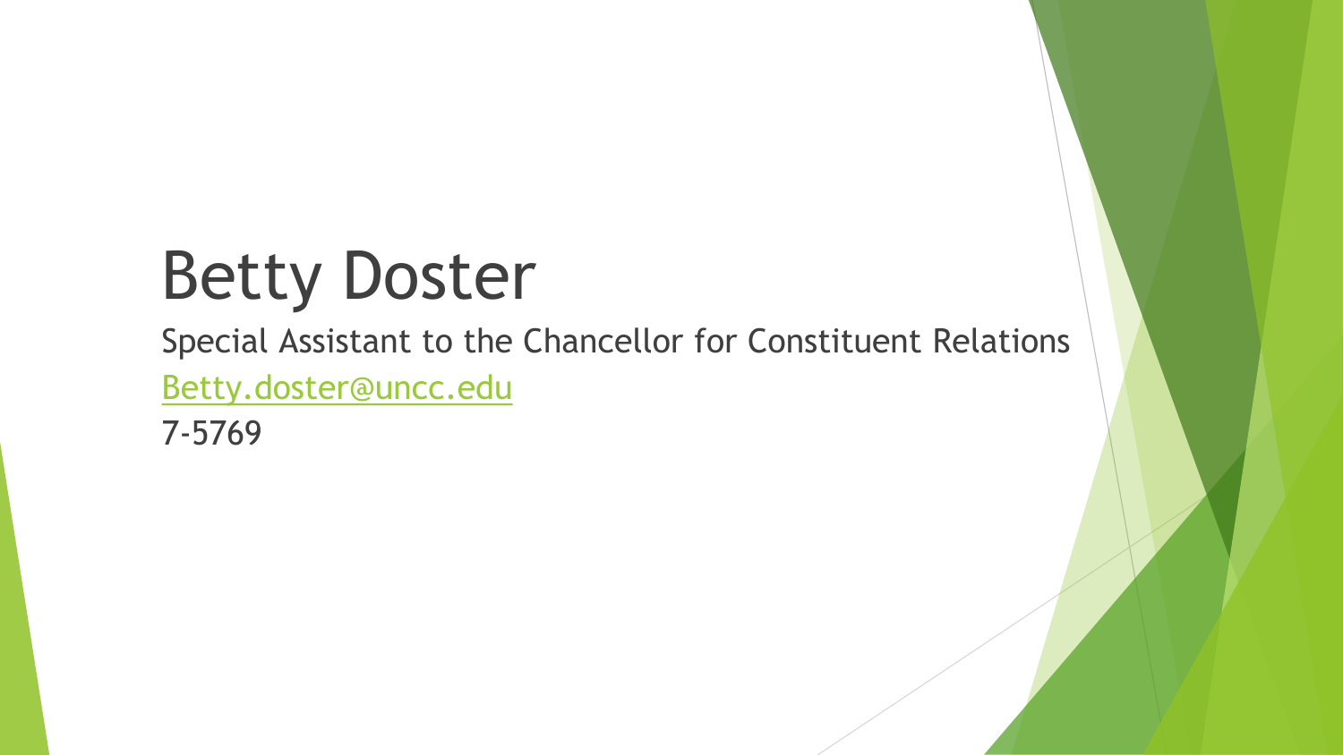# Betty Doster

Special Assistant to the Chancellor for Constituent Relations

Betty.doster@uncc.edu

7-5769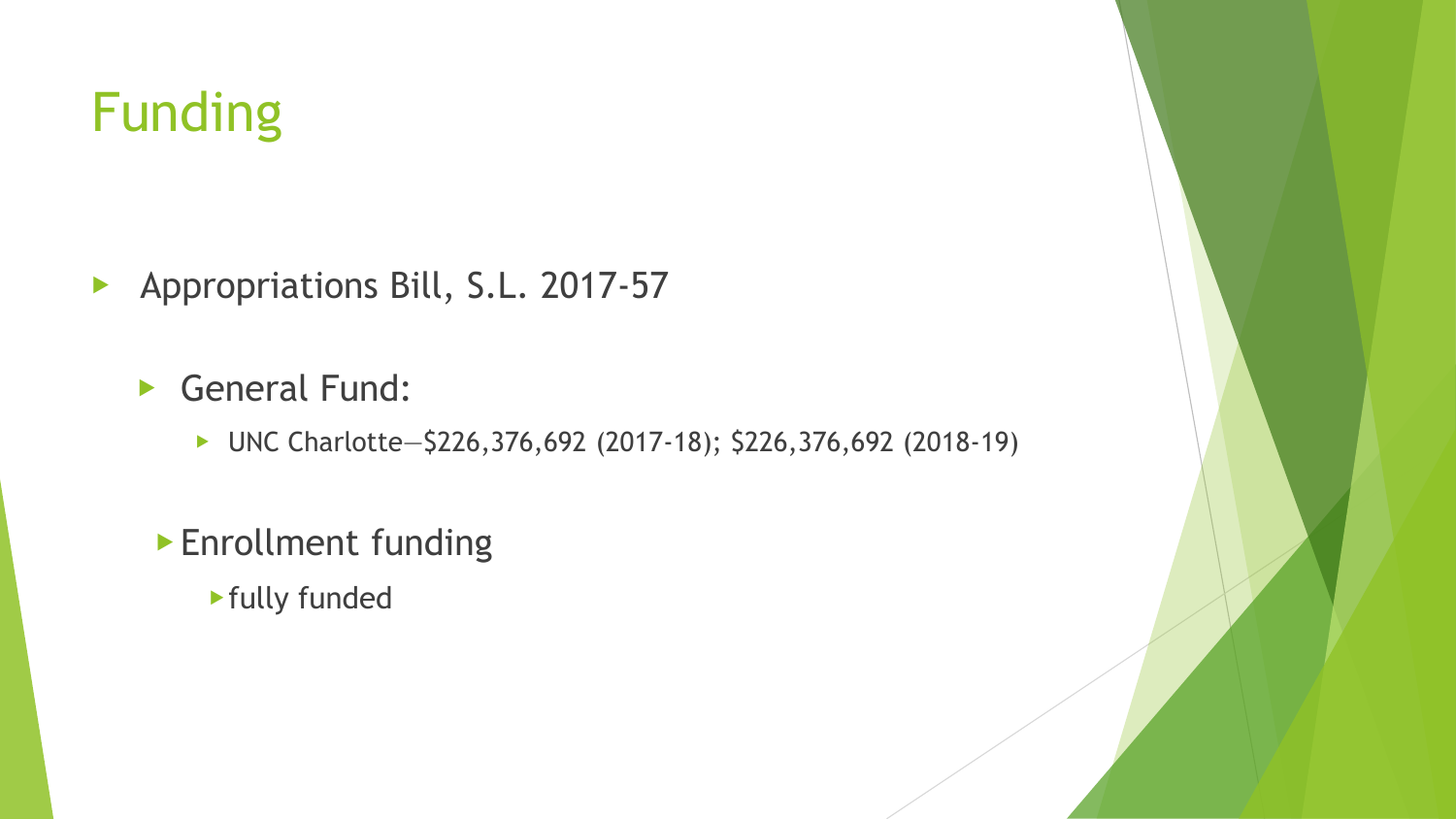# Funding

- Appropriations Bill, S.L. 2017-57
  - General Fund:
    - UNC Charlotte—$226,376,692 (2017-18); $226,376,692 (2018-19)
  - Enrollment funding
    - fully funded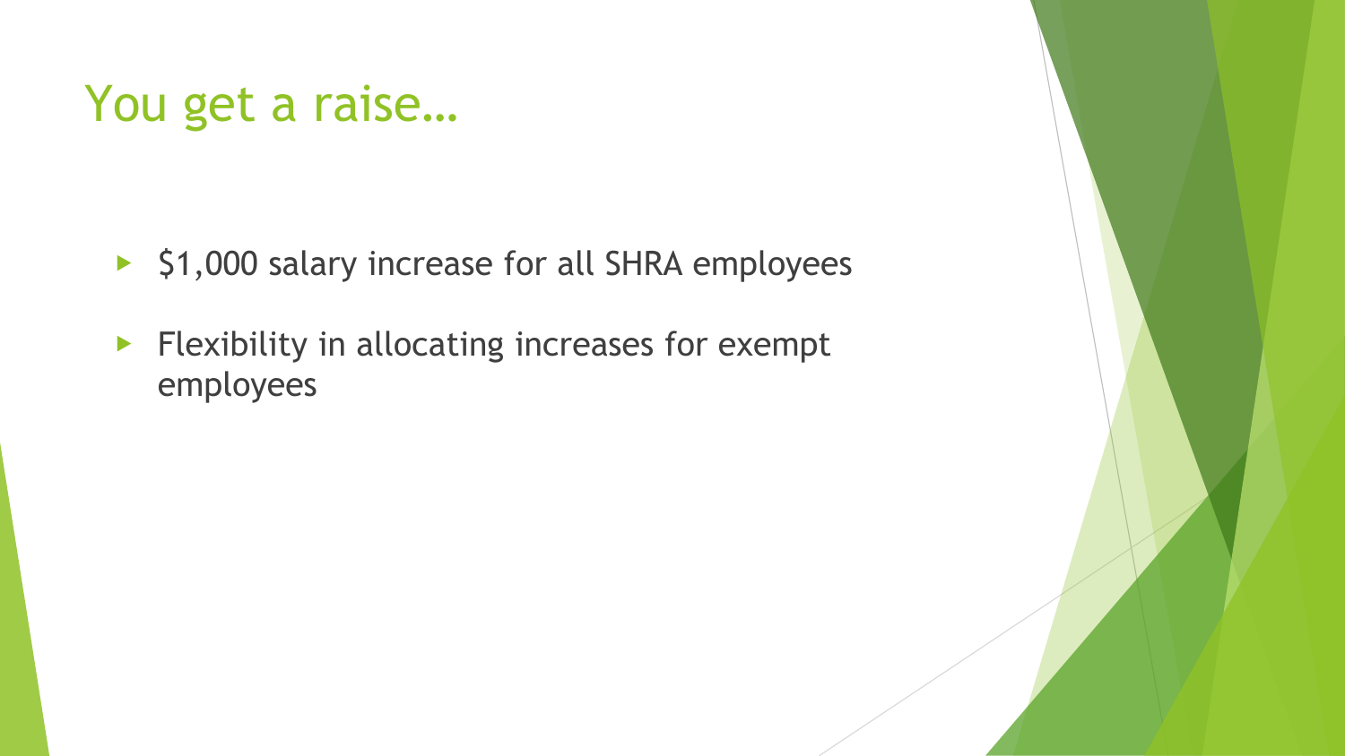# You get a raise…

- $1,000 salary increase for all SHRA employees
- Flexibility in allocating increases for exempt employees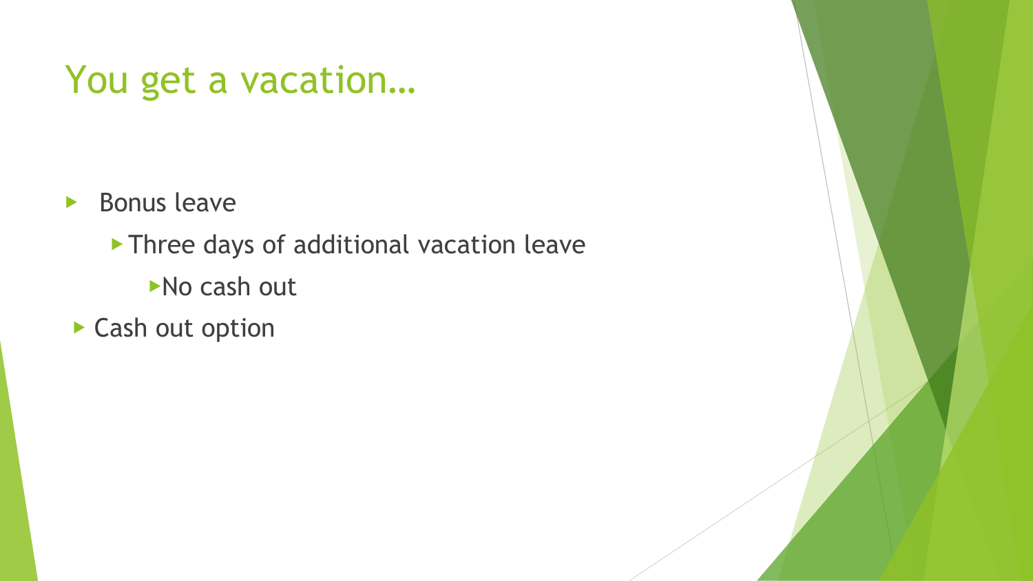# You get a vacation…

- Bonus leave
  - Three days of additional vacation leave
    - No cash out
- Cash out option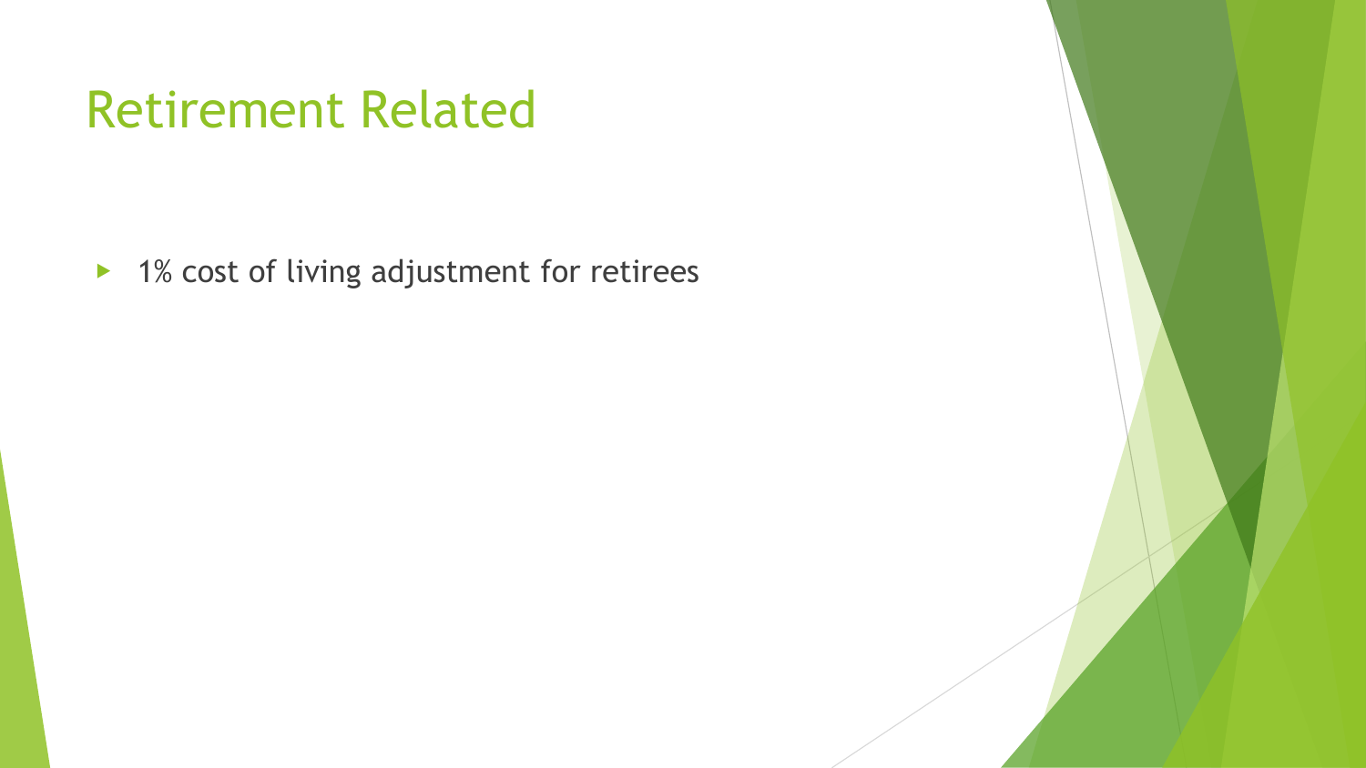# Retirement Related

- 1% cost of living adjustment for retirees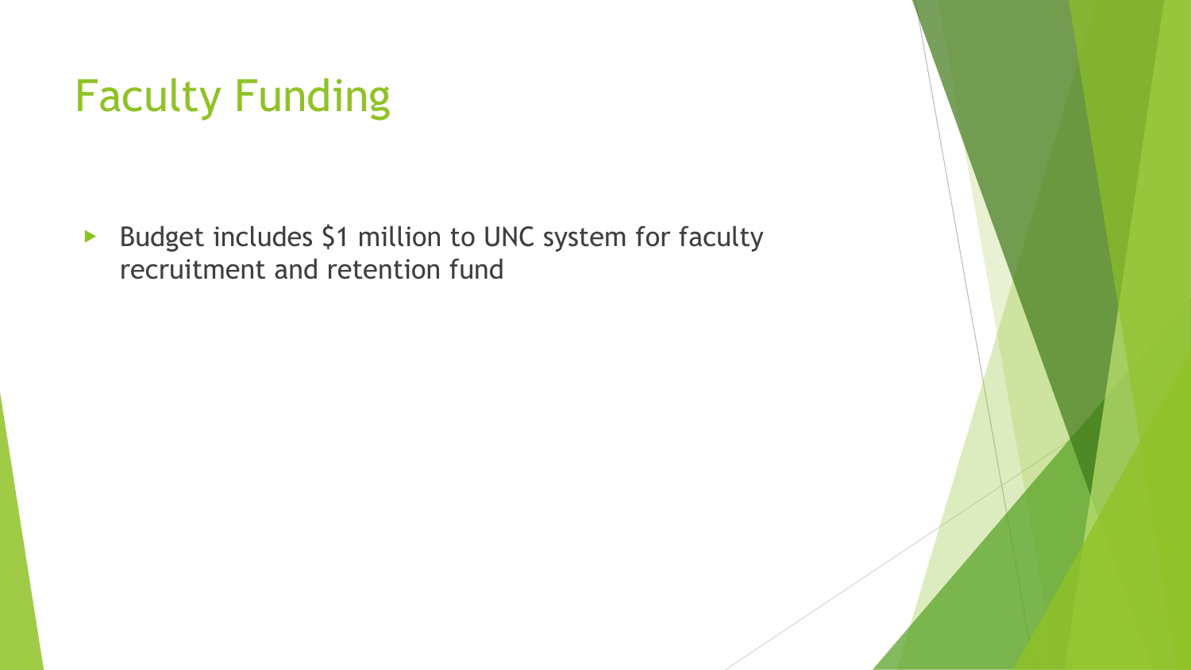# Faculty Funding

- Budget includes $1 million to UNC system for faculty recruitment and retention fund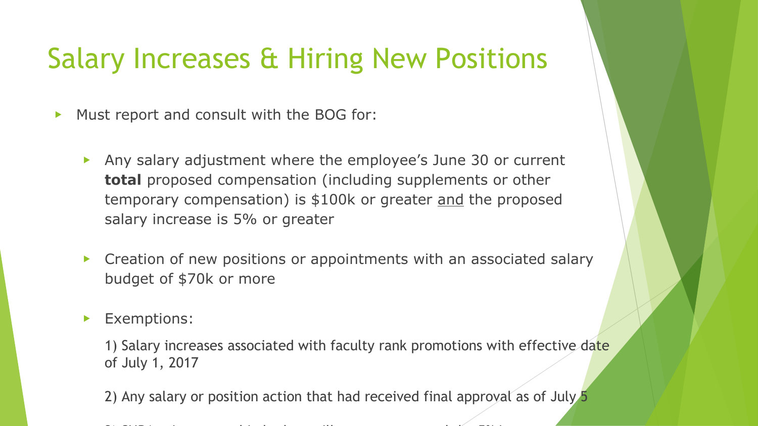# Salary Increases & Hiring New Positions

- Must report and consult with the BOG for:
  - Any salary adjustment where the employee's June 30 or current **total** proposed compensation (including supplements or other temporary compensation) is $100k or greater <u>and</u> the proposed salary increase is 5% or greater
  - Creation of new positions or appointments with an associated salary budget of $70k or more
  - Exemptions:

    1) Salary increases associated with faculty rank promotions with effective date of July 1, 2017

    2) Any salary or position action that had received final approval as of July 5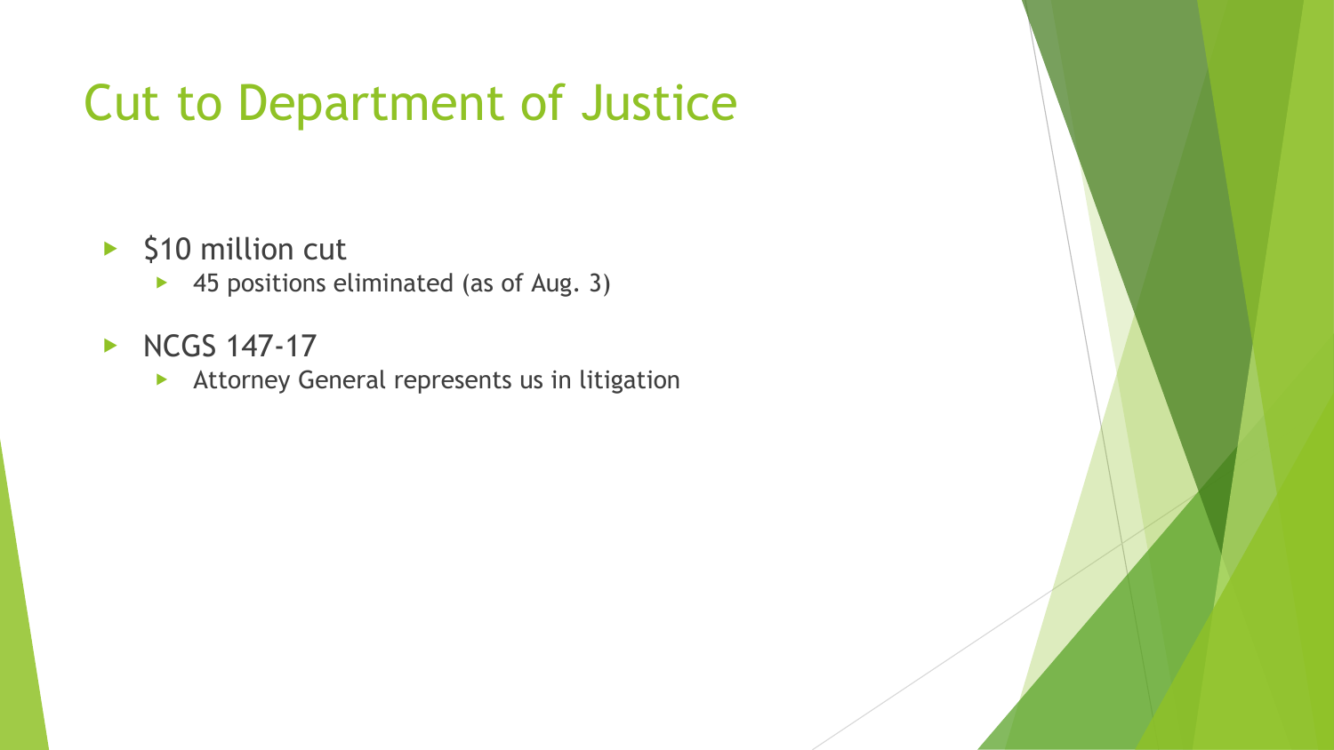# Cut to Department of Justice

- $10 million cut
  - 45 positions eliminated (as of Aug. 3)
- NCGS 147-17
  - Attorney General represents us in litigation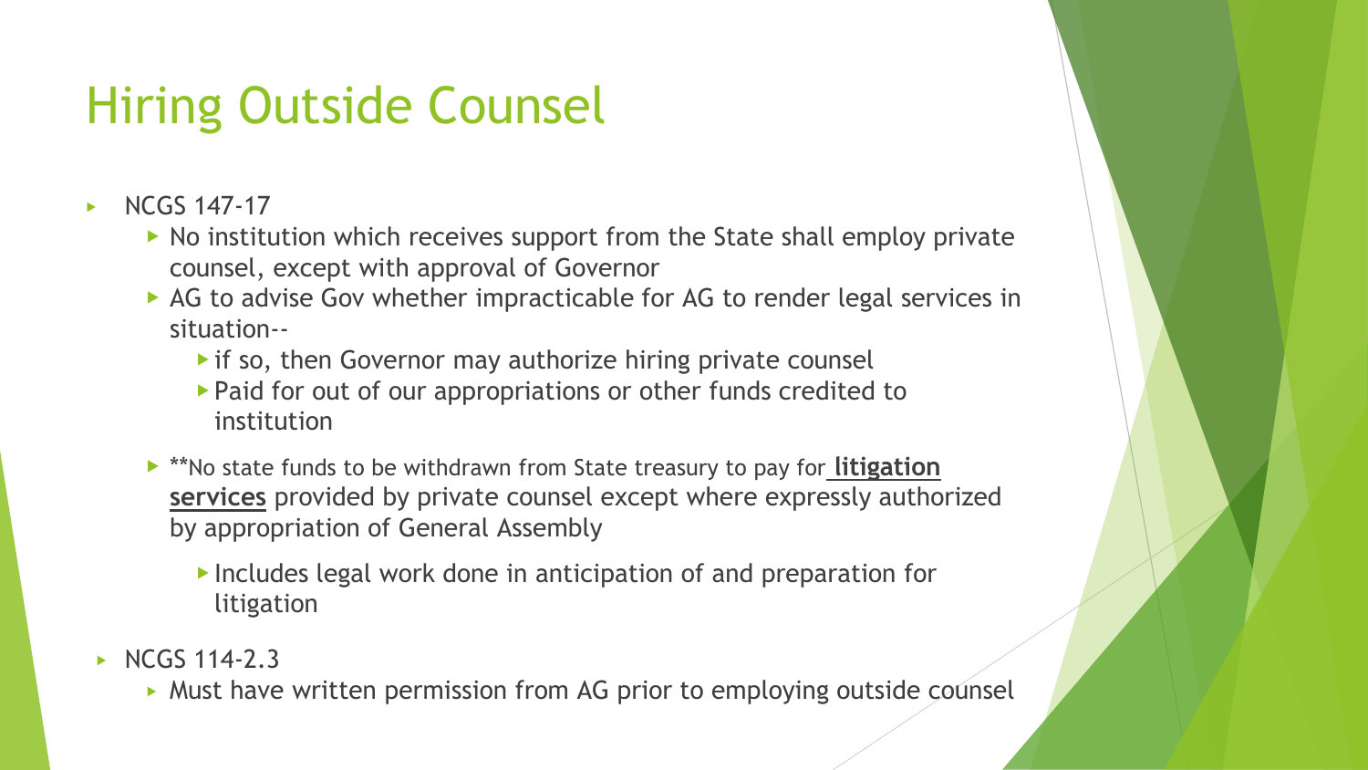# Hiring Outside Counsel

- NCGS 147-17
  - No institution which receives support from the State shall employ private counsel, except with approval of Governor
  - AG to advise Gov whether impracticable for AG to render legal services in situation--
    - if so, then Governor may authorize hiring private counsel
    - Paid for out of our appropriations or other funds credited to institution
  - **No state funds to be withdrawn from State treasury to pay for **litigation services** provided by private counsel except where expressly authorized by appropriation of General Assembly
    - Includes legal work done in anticipation of and preparation for litigation
- NCGS 114-2.3
  - Must have written permission from AG prior to employing outside counsel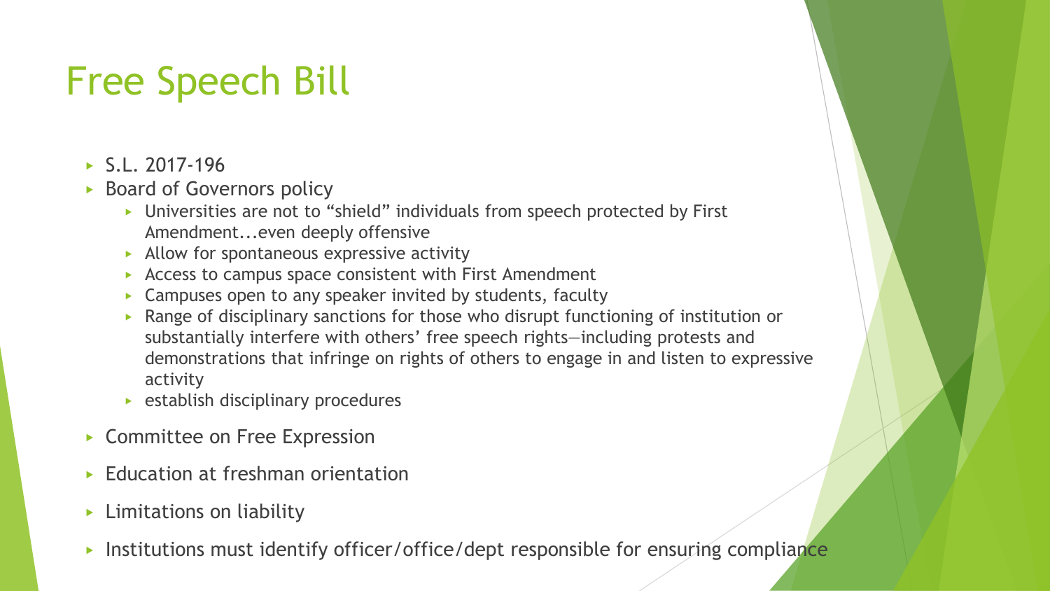# Free Speech Bill

- S.L. 2017-196
- Board of Governors policy
  - Universities are not to "shield" individuals from speech protected by First Amendment...even deeply offensive
  - Allow for spontaneous expressive activity
  - Access to campus space consistent with First Amendment
  - Campuses open to any speaker invited by students, faculty
  - Range of disciplinary sanctions for those who disrupt functioning of institution or substantially interfere with others' free speech rights—including protests and demonstrations that infringe on rights of others to engage in and listen to expressive activity
  - establish disciplinary procedures
- Committee on Free Expression
- Education at freshman orientation
- Limitations on liability
- Institutions must identify officer/office/dept responsible for ensuring compliance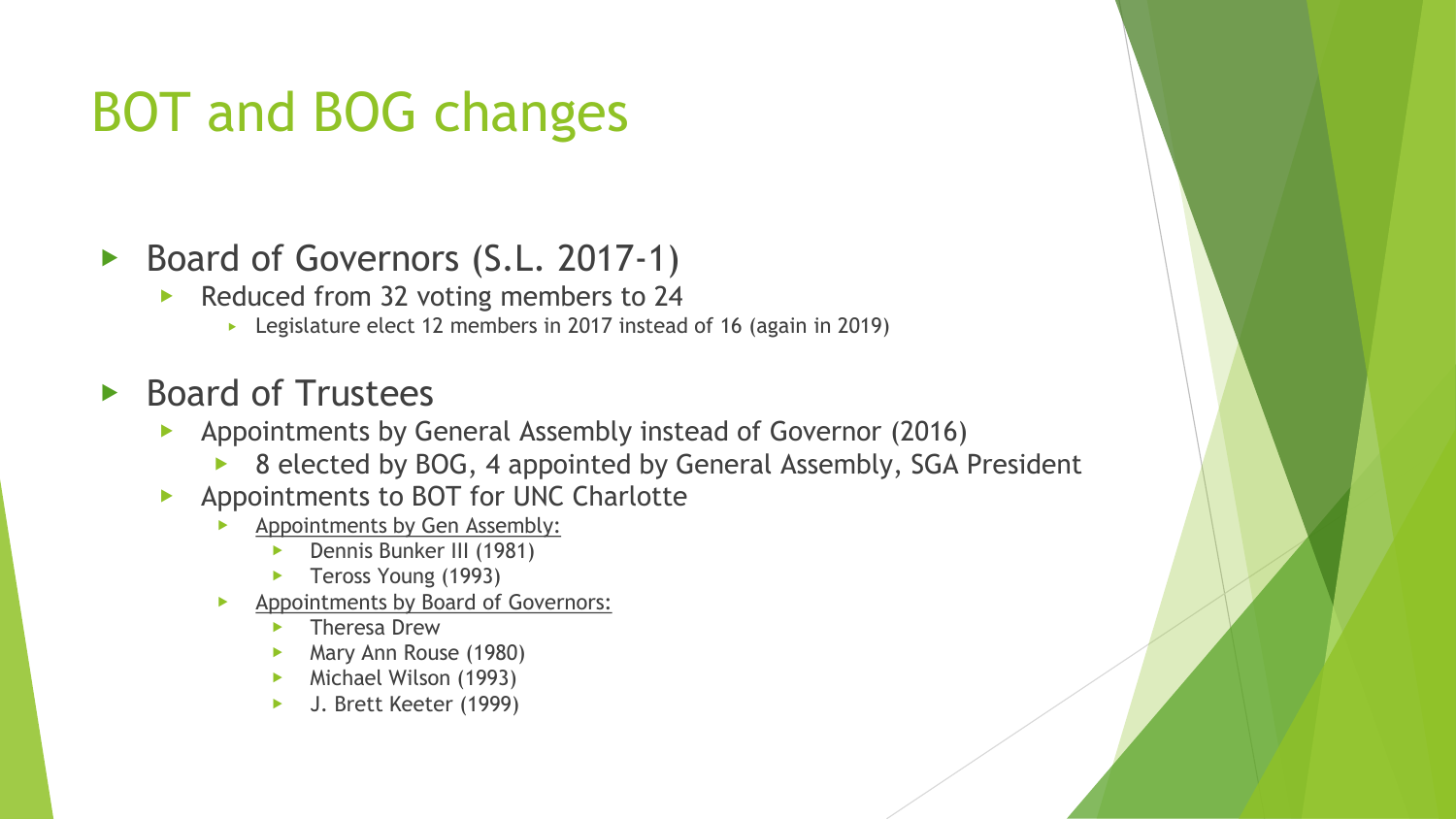# BOT and BOG changes

- Board of Governors (S.L. 2017-1)
  - Reduced from 32 voting members to 24
    - Legislature elect 12 members in 2017 instead of 16 (again in 2019)
- Board of Trustees
  - Appointments by General Assembly instead of Governor (2016)
    - 8 elected by BOG, 4 appointed by General Assembly, SGA President
  - Appointments to BOT for UNC Charlotte
    - Appointments by Gen Assembly:
      - Dennis Bunker III (1981)
      - Teross Young (1993)
    - Appointments by Board of Governors:
      - Theresa Drew
      - Mary Ann Rouse (1980)
      - Michael Wilson (1993)
      - J. Brett Keeter (1999)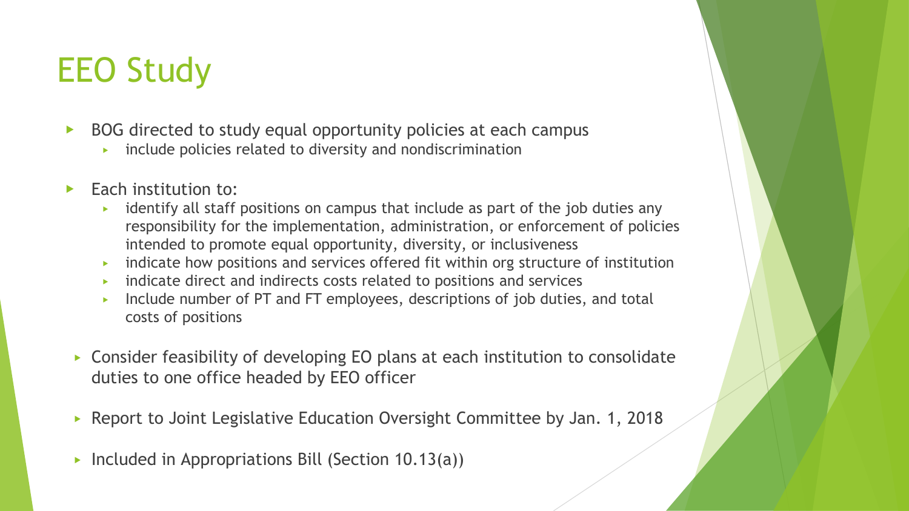# EEO Study

- BOG directed to study equal opportunity policies at each campus
  - include policies related to diversity and nondiscrimination
- Each institution to:
  - identify all staff positions on campus that include as part of the job duties any responsibility for the implementation, administration, or enforcement of policies intended to promote equal opportunity, diversity, or inclusiveness
  - indicate how positions and services offered fit within org structure of institution
  - indicate direct and indirects costs related to positions and services
  - Include number of PT and FT employees, descriptions of job duties, and total costs of positions
- Consider feasibility of developing EO plans at each institution to consolidate duties to one office headed by EEO officer
- Report to Joint Legislative Education Oversight Committee by Jan. 1, 2018
- Included in Appropriations Bill (Section 10.13(a))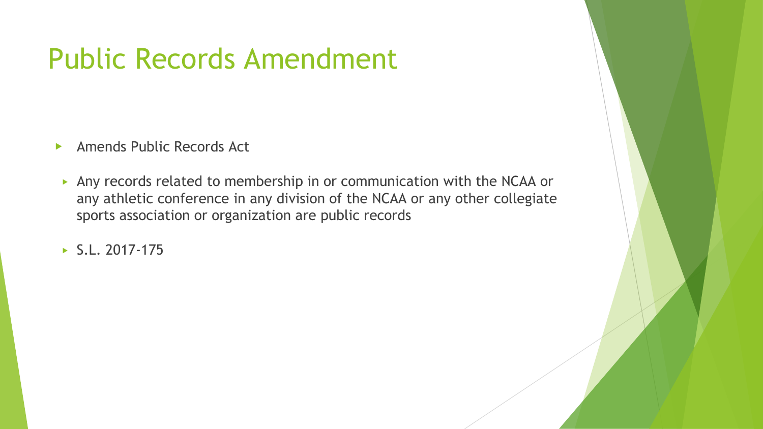# Public Records Amendment

- Amends Public Records Act
  - Any records related to membership in or communication with the NCAA or any athletic conference in any division of the NCAA or any other collegiate sports association or organization are public records
  - S.L. 2017-175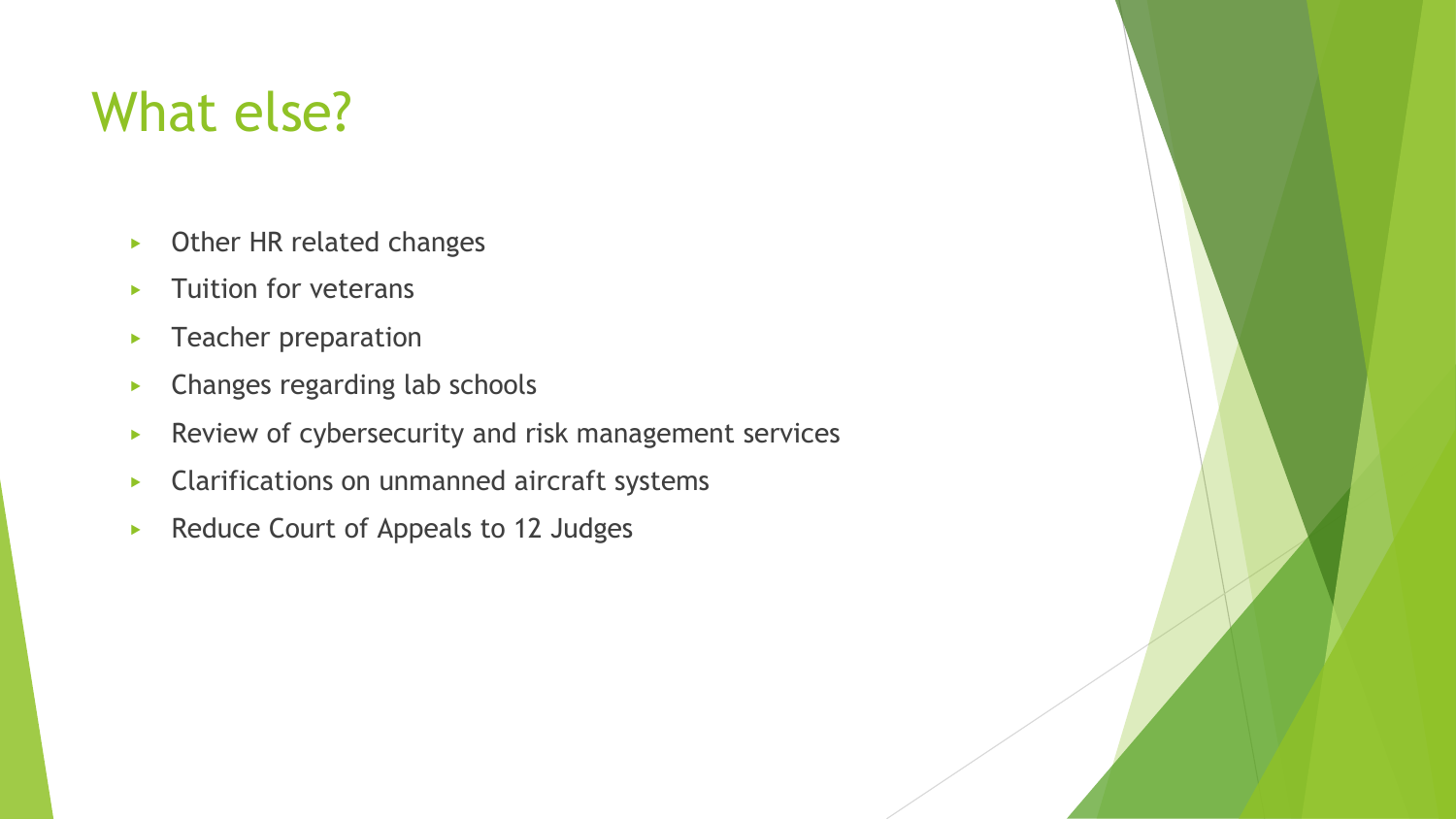# What else?

- Other HR related changes
- Tuition for veterans
- Teacher preparation
- Changes regarding lab schools
- Review of cybersecurity and risk management services
- Clarifications on unmanned aircraft systems
- Reduce Court of Appeals to 12 Judges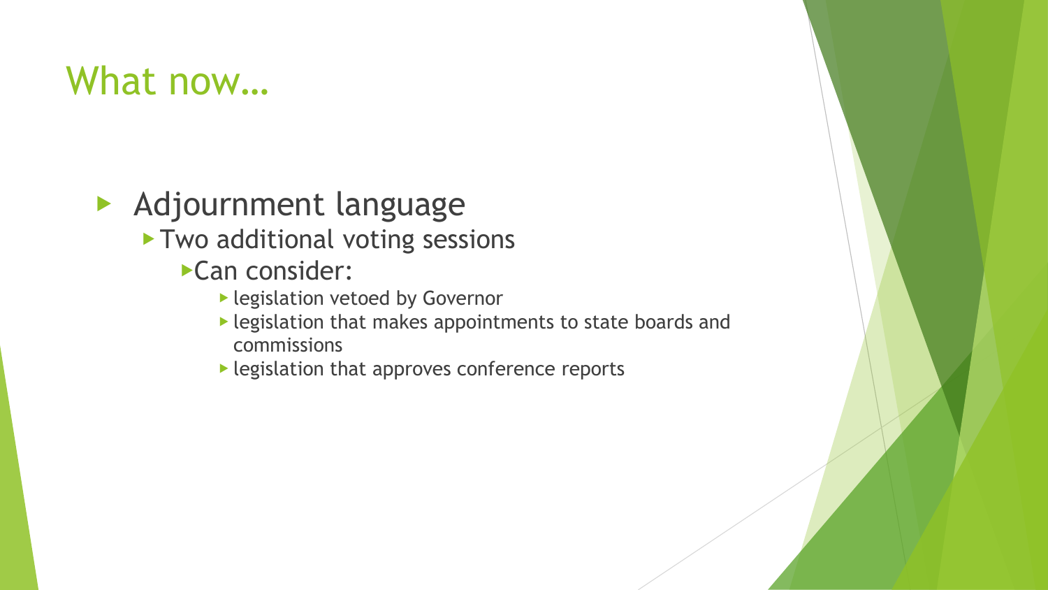# What now…

- Adjournment language
  - Two additional voting sessions
    - Can consider:
      - legislation vetoed by Governor
      - legislation that makes appointments to state boards and commissions
      - legislation that approves conference reports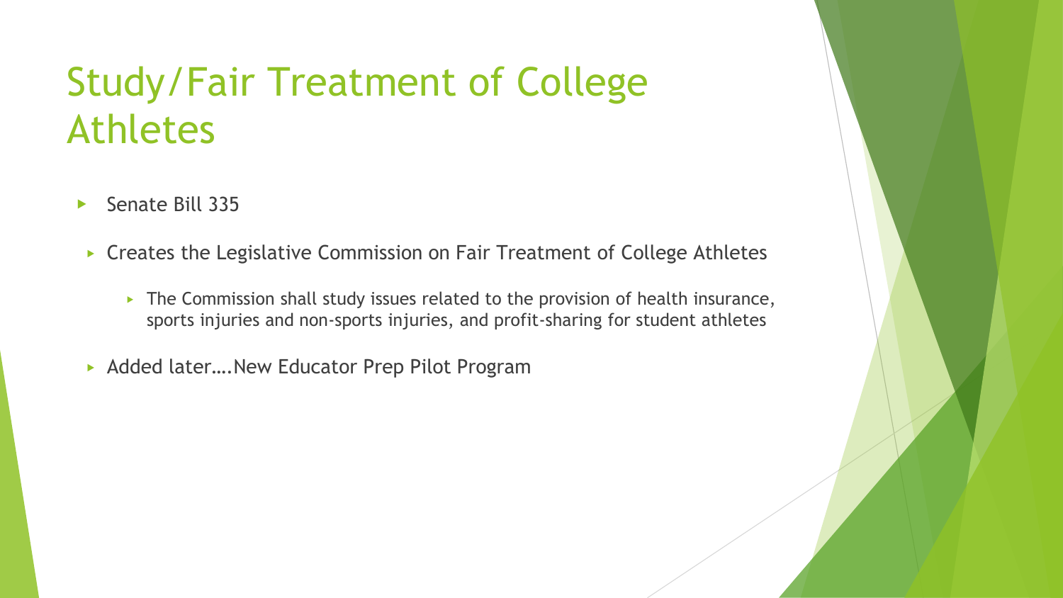# Study/Fair Treatment of College Athletes

- Senate Bill 335
  - Creates the Legislative Commission on Fair Treatment of College Athletes
    - The Commission shall study issues related to the provision of health insurance, sports injuries and non-sports injuries, and profit-sharing for student athletes
  - Added later….New Educator Prep Pilot Program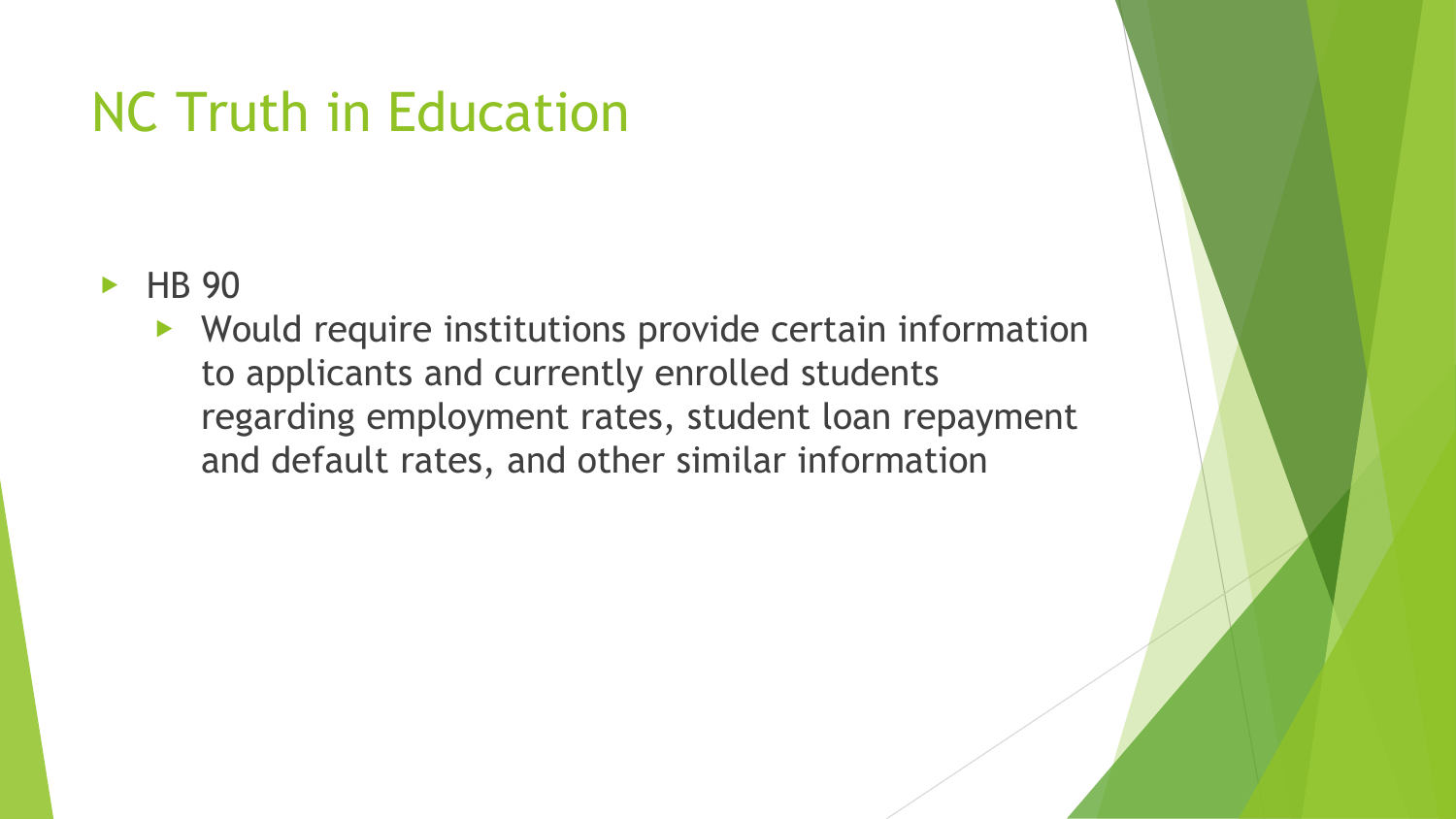# NC Truth in Education

- HB 90
  - Would require institutions provide certain information to applicants and currently enrolled students regarding employment rates, student loan repayment and default rates, and other similar information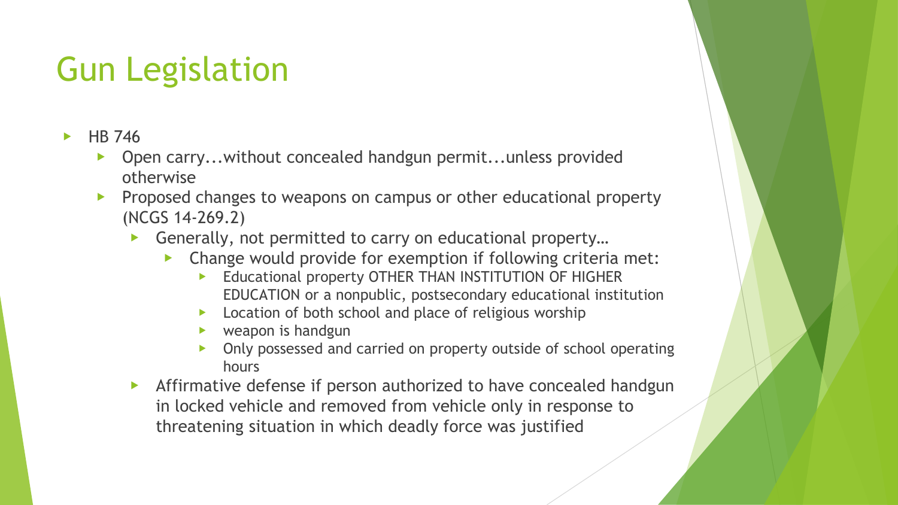# Gun Legislation

- HB 746
  - Open carry...without concealed handgun permit...unless provided otherwise
  - Proposed changes to weapons on campus or other educational property (NCGS 14-269.2)
    - Generally, not permitted to carry on educational property…
      - Change would provide for exemption if following criteria met:
        - Educational property OTHER THAN INSTITUTION OF HIGHER EDUCATION or a nonpublic, postsecondary educational institution
        - Location of both school and place of religious worship
        - weapon is handgun
        - Only possessed and carried on property outside of school operating hours
    - Affirmative defense if person authorized to have concealed handgun in locked vehicle and removed from vehicle only in response to threatening situation in which deadly force was justified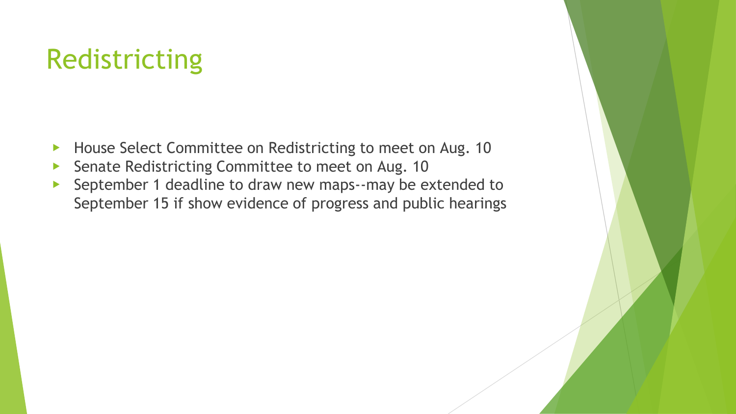# Redistricting

- House Select Committee on Redistricting to meet on Aug. 10
- Senate Redistricting Committee to meet on Aug. 10
- September 1 deadline to draw new maps--may be extended to September 15 if show evidence of progress and public hearings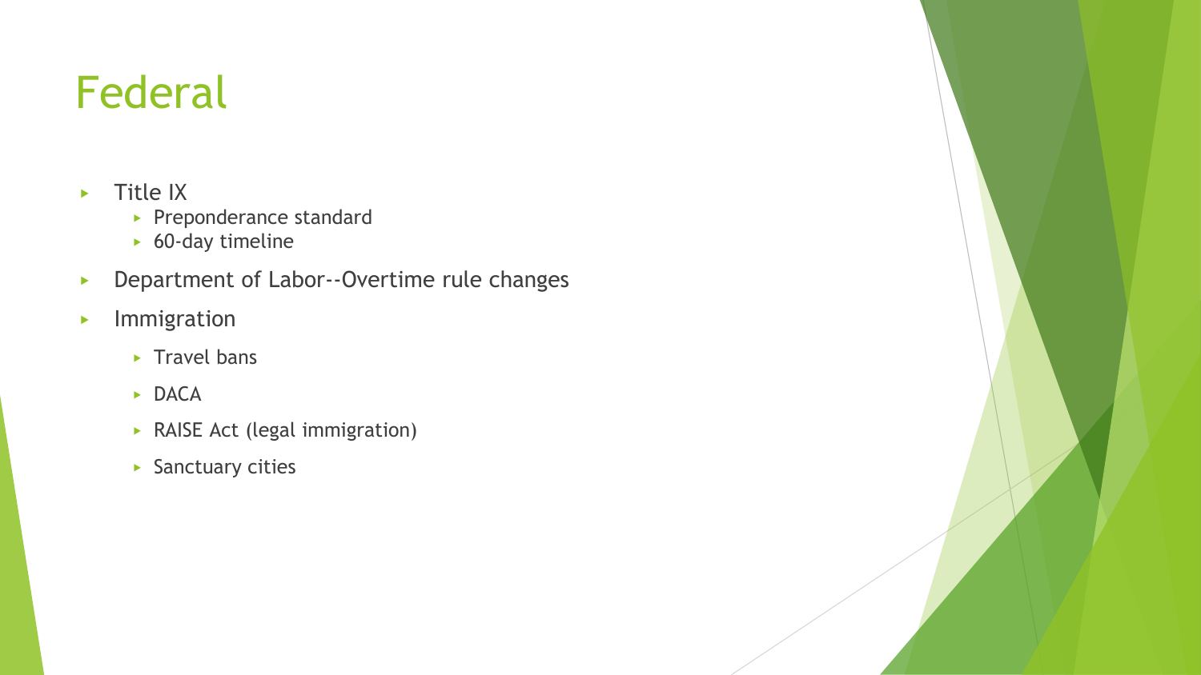# Federal

- Title IX
  - Preponderance standard
  - 60-day timeline
- Department of Labor--Overtime rule changes
- Immigration
  - Travel bans
  - DACA
  - RAISE Act (legal immigration)
  - Sanctuary cities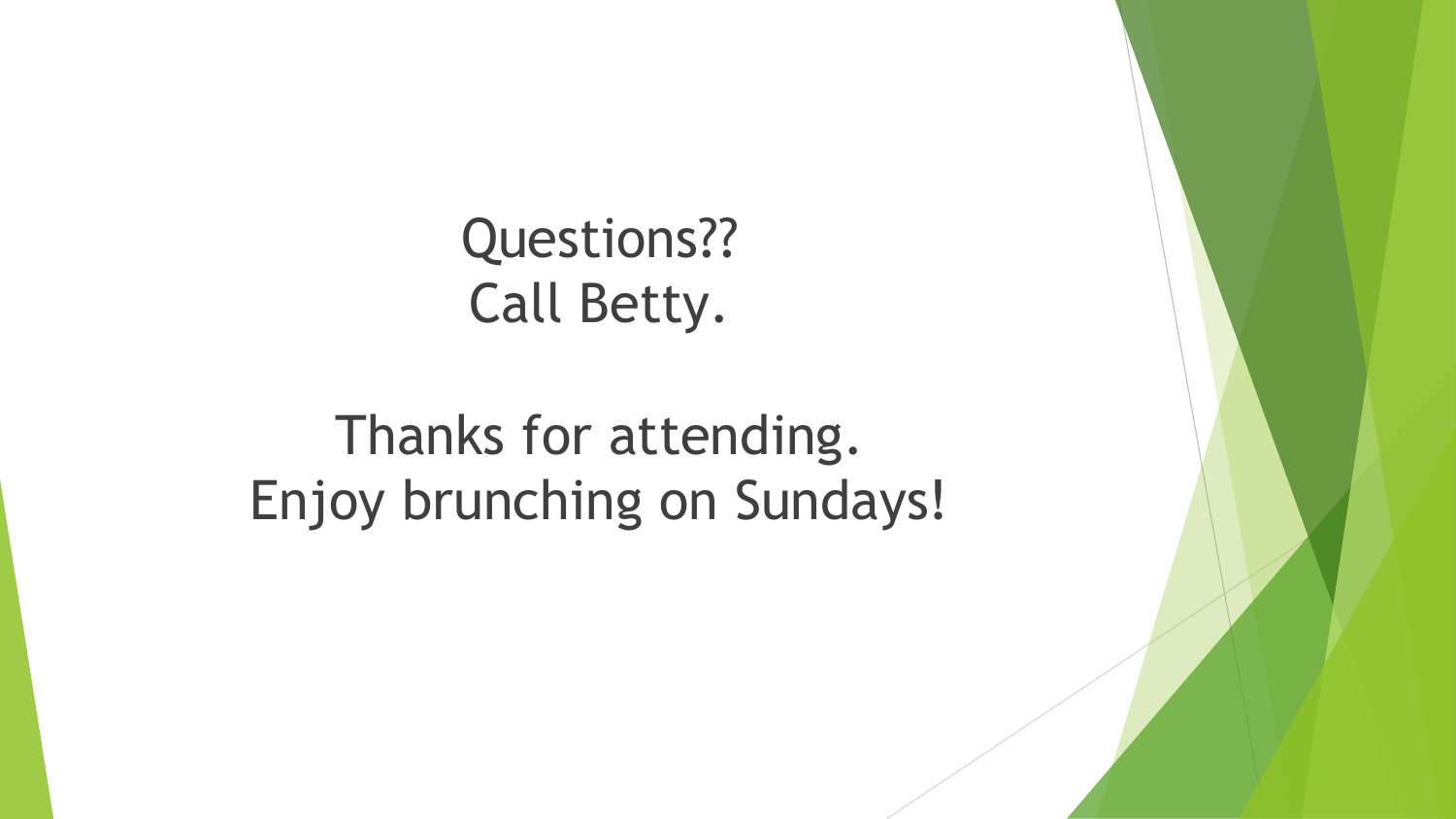Questions??
Call Betty.

Thanks for attending.
Enjoy brunching on Sundays!